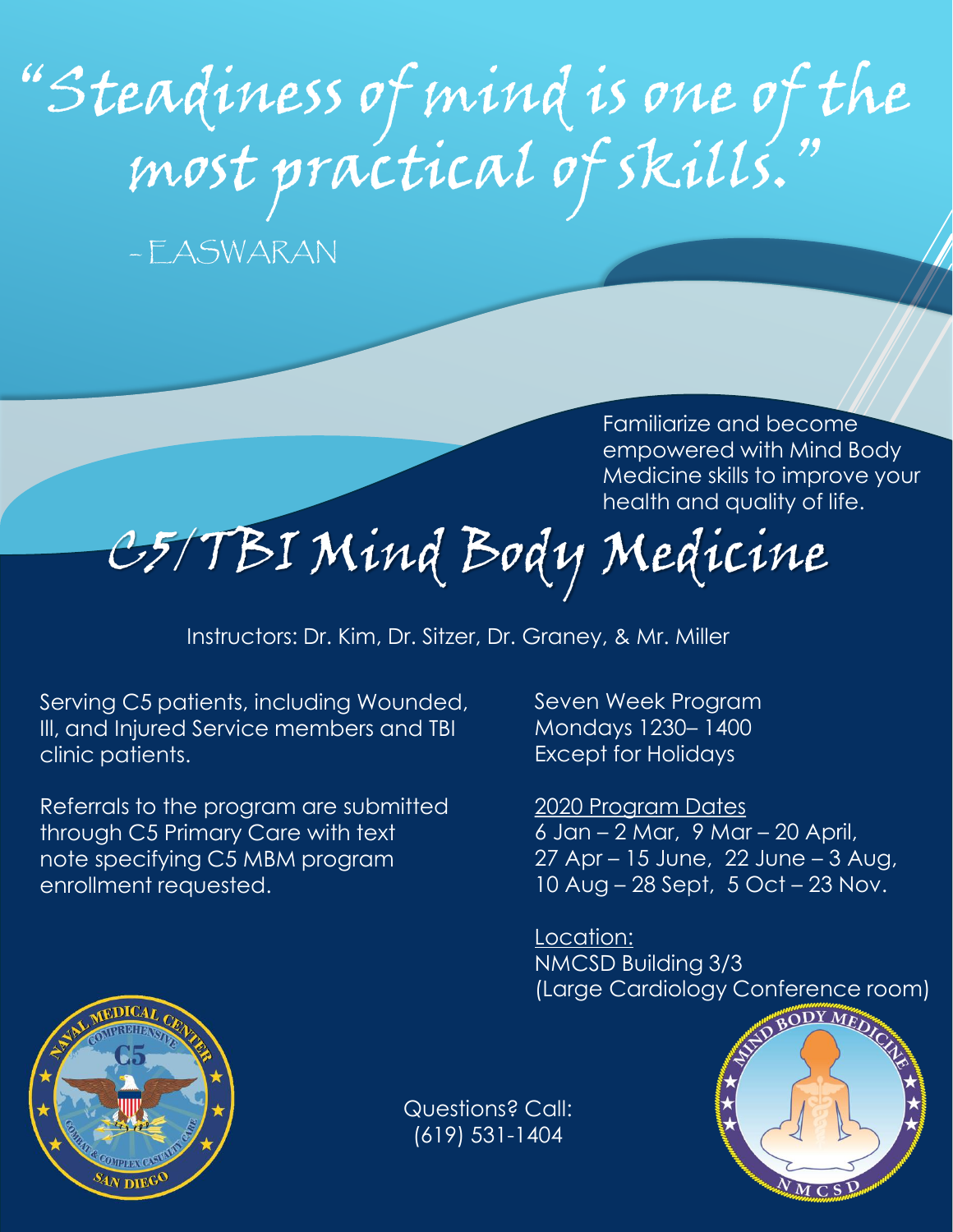# "Steadiness of mind is one of the most practical of skills."

- EASWARAN

Familiarize and become empowered with Mind Body Medicine skills to improve your health and quality of life.

# C5/TBI Mind Body Medicine

Instructors: Dr. Kim, Dr. Sitzer, Dr. Graney, & Mr. Miller

Serving C5 patients, including Wounded, Ill, and Injured Service members and TBI clinic patients.

Referrals to the program are submitted through C5 Primary Care with text note specifying C5 MBM program enrollment requested.

Seven Week Program
Mondays 1230– 1400
Except for Holidays

2020 Program Dates
6 Jan – 2 Mar, 9 Mar – 20 April,
27 Apr – 15 June, 22 June – 3 Aug,
10 Aug – 28 Sept, 5 Oct – 23 Nov.

Location:
NMCSD Building 3/3
(Large Cardiology Conference room)

Questions? Call:
(619) 531-1404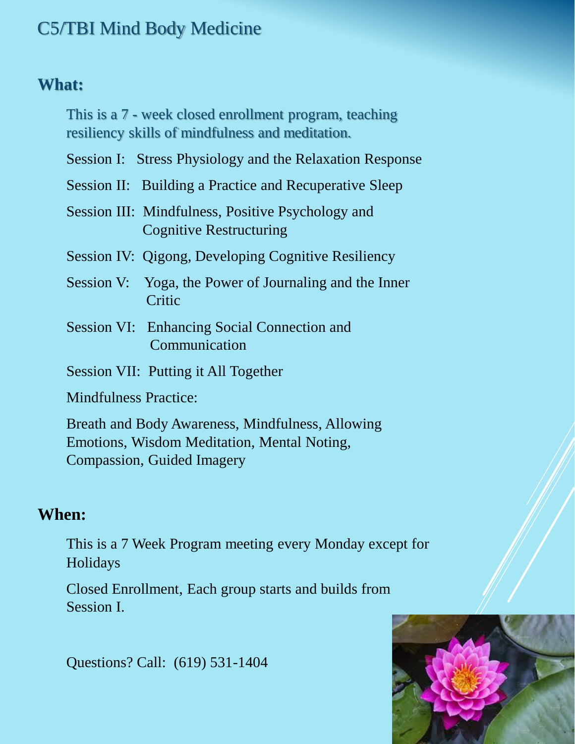# C5/TBI Mind Body Medicine

## What:

This is a 7 - week closed enrollment program, teaching resiliency skills of mindfulness and meditation.

Session I: Stress Physiology and the Relaxation Response

Session II: Building a Practice and Recuperative Sleep

Session III: Mindfulness, Positive Psychology and Cognitive Restructuring

Session IV: Qigong, Developing Cognitive Resiliency

Session V: Yoga, the Power of Journaling and the Inner Critic

Session VI: Enhancing Social Connection and Communication

Session VII: Putting it All Together

Mindfulness Practice:

Breath and Body Awareness, Mindfulness, Allowing Emotions, Wisdom Meditation, Mental Noting, Compassion, Guided Imagery

## When:

This is a 7 Week Program meeting every Monday except for Holidays

Closed Enrollment, Each group starts and builds from Session I.

Questions? Call: (619) 531-1404